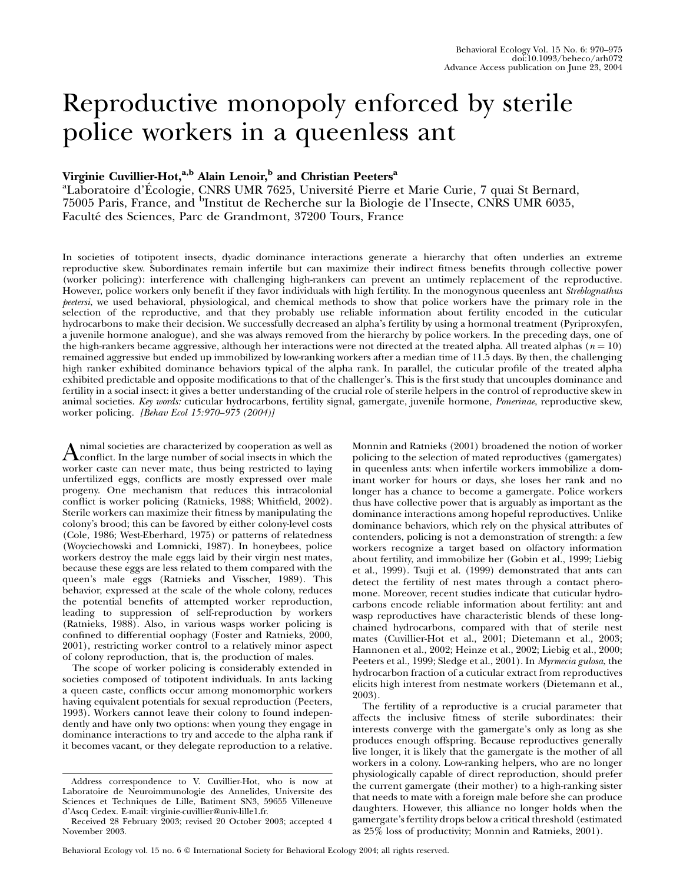# Reproductive monopoly enforced by sterile police workers in a queenless ant

**Virginie Cuvillier-Hot,[a,b] Alain Lenoir,[b] and Christian Peeters[a]**

[a]Laboratoire d'Écologie, CNRS UMR 7625, Université Pierre et Marie Curie, 7 quai St Bernard, 75005 Paris, France, and [b]Institut de Recherche sur la Biologie de l'Insecte, CNRS UMR 6035, Faculté des Sciences, Parc de Grandmont, 37200 Tours, France

In societies of totipotent insects, dyadic dominance interactions generate a hierarchy that often underlies an extreme reproductive skew. Subordinates remain infertile but can maximize their indirect fitness benefits through collective power (worker policing): interference with challenging high-rankers can prevent an untimely replacement of the reproductive. However, police workers only benefit if they favor individuals with high fertility. In the monogynous queenless ant *Streblognathus peetersi*, we used behavioral, physiological, and chemical methods to show that police workers have the primary role in the selection of the reproductive, and that they probably use reliable information about fertility encoded in the cuticular hydrocarbons to make their decision. We successfully decreased an alpha's fertility by using a hormonal treatment (Pyriproxyfen, a juvenile hormone analogue), and she was always removed from the hierarchy by police workers. In the preceding days, one of the high-rankers became aggressive, although her interactions were not directed at the treated alpha. All treated alphas ($n = 10$) remained aggressive but ended up immobilized by low-ranking workers after a median time of 11.5 days. By then, the challenging high ranker exhibited dominance behaviors typical of the alpha rank. In parallel, the cuticular profile of the treated alpha exhibited predictable and opposite modifications to that of the challenger's. This is the first study that uncouples dominance and fertility in a social insect: it gives a better understanding of the crucial role of sterile helpers in the control of reproductive skew in animal societies. *Key words:* cuticular hydrocarbons, fertility signal, gamergate, juvenile hormone, *Ponerinae*, reproductive skew, worker policing. *[Behav Ecol 15:970–975 (2004)]*

Animal societies are characterized by cooperation as well as conflict. In the large number of social insects in which the worker caste can never mate, thus being restricted to laying unfertilized eggs, conflicts are mostly expressed over male progeny. One mechanism that reduces this intracolonial conflict is worker policing (Ratnieks, 1988; Whitfield, 2002). Sterile workers can maximize their fitness by manipulating the colony's brood; this can be favored by either colony-level costs (Cole, 1986; West-Eberhard, 1975) or patterns of relatedness (Woyciechowski and Lomnicki, 1987). In honeybees, police workers destroy the male eggs laid by their virgin nest mates, because these eggs are less related to them compared with the queen's male eggs (Ratnieks and Visscher, 1989). This behavior, expressed at the scale of the whole colony, reduces the potential benefits of attempted worker reproduction, leading to suppression of self-reproduction by workers (Ratnieks, 1988). Also, in various wasps worker policing is confined to differential oophagy (Foster and Ratnieks, 2000, 2001), restricting worker control to a relatively minor aspect of colony reproduction, that is, the production of males.

The scope of worker policing is considerably extended in societies composed of totipotent individuals. In ants lacking a queen caste, conflicts occur among monomorphic workers having equivalent potentials for sexual reproduction (Peeters, 1993). Workers cannot leave their colony to found independently and have only two options: when young they engage in dominance interactions to try and accede to the alpha rank if it becomes vacant, or they delegate reproduction to a relative. Monnin and Ratnieks (2001) broadened the notion of worker policing to the selection of mated reproductives (gamergates) in queenless ants: when infertile workers immobilize a dominant worker for hours or days, she loses her rank and no longer has a chance to become a gamergate. Police workers thus have collective power that is arguably as important as the dominance interactions among hopeful reproductives. Unlike dominance behaviors, which rely on the physical attributes of contenders, policing is not a demonstration of strength: a few workers recognize a target based on olfactory information about fertility, and immobilize her (Gobin et al., 1999; Liebig et al., 1999). Tsuji et al. (1999) demonstrated that ants can detect the fertility of nest mates through a contact pheromone. Moreover, recent studies indicate that cuticular hydrocarbons encode reliable information about fertility: ant and wasp reproductives have characteristic blends of these long-chained hydrocarbons, compared with that of sterile nest mates (Cuvillier-Hot et al., 2001; Dietemann et al., 2003; Hannonen et al., 2002; Heinze et al., 2002; Liebig et al., 2000; Peeters et al., 1999; Sledge et al., 2001). In *Myrmecia gulosa*, the hydrocarbon fraction of a cuticular extract from reproductives elicits high interest from nestmate workers (Dietemann et al., 2003).

The fertility of a reproductive is a crucial parameter that affects the inclusive fitness of sterile subordinates: their interests converge with the gamergate's only as long as she produces enough offspring. Because reproductives generally live longer, it is likely that the gamergate is the mother of all workers in a colony. Low-ranking helpers, who are no longer physiologically capable of direct reproduction, should prefer the current gamergate (their mother) to a high-ranking sister that needs to mate with a foreign male before she can produce daughters. However, this alliance no longer holds when the gamergate's fertility drops below a critical threshold (estimated as 25% loss of productivity; Monnin and Ratnieks, 2001).

Address correspondence to V. Cuvillier-Hot, who is now at Laboratoire de Neuroimmunologie des Annelides, Universite des Sciences et Techniques de Lille, Batiment SN3, 59655 Villeneuve d'Ascq Cedex. E-mail: virginie-cuvillier@univ-lille1.fr.

Received 28 February 2003; revised 20 October 2003; accepted 4 November 2003.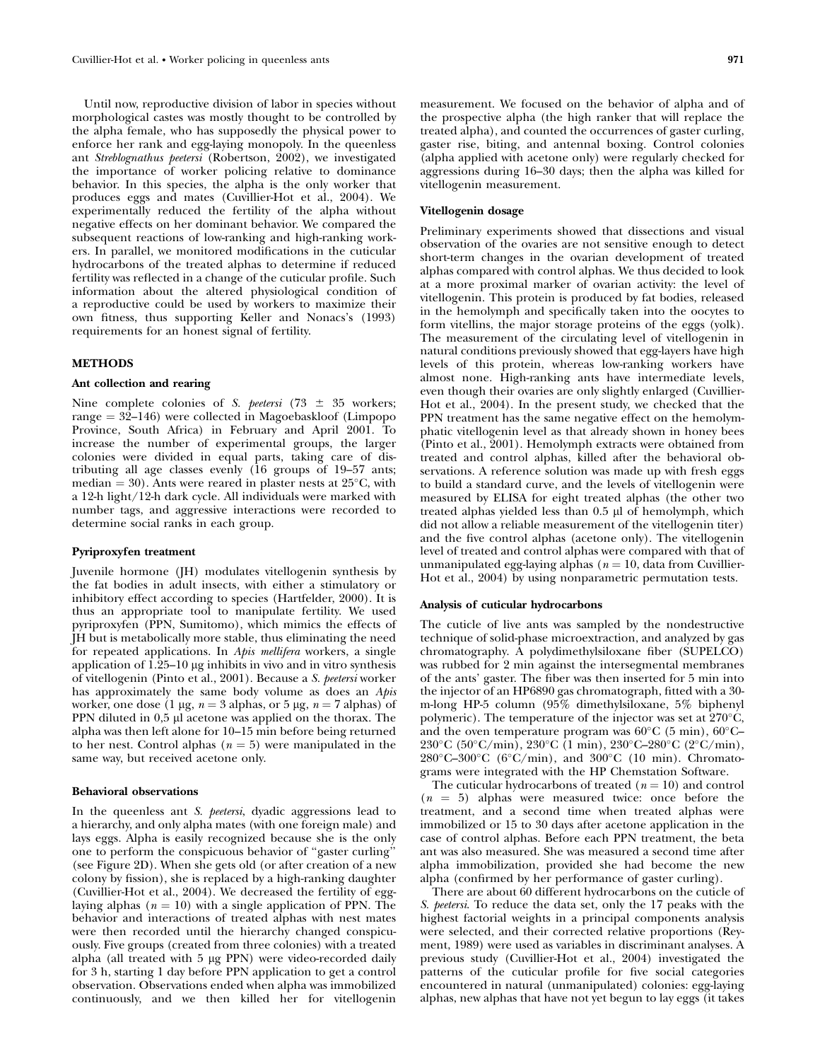Until now, reproductive division of labor in species without morphological castes was mostly thought to be controlled by the alpha female, who has supposedly the physical power to enforce her rank and egg-laying monopoly. In the queenless ant *Streblognathus peetersi* (Robertson, 2002), we investigated the importance of worker policing relative to dominance behavior. In this species, the alpha is the only worker that produces eggs and mates (Cuvillier-Hot et al., 2004). We experimentally reduced the fertility of the alpha without negative effects on her dominant behavior. We compared the subsequent reactions of low-ranking and high-ranking workers. In parallel, we monitored modifications in the cuticular hydrocarbons of the treated alphas to determine if reduced fertility was reflected in a change of the cuticular profile. Such information about the altered physiological condition of a reproductive could be used by workers to maximize their own fitness, thus supporting Keller and Nonacs's (1993) requirements for an honest signal of fertility.

## METHODS

### Ant collection and rearing

Nine complete colonies of *S. peetersi* (73 ± 35 workers; range = 32–146) were collected in Magoebaskloof (Limpopo Province, South Africa) in February and April 2001. To increase the number of experimental groups, the larger colonies were divided in equal parts, taking care of distributing all age classes evenly (16 groups of 19–57 ants; median = 30). Ants were reared in plaster nests at 25°C, with a 12-h light/12-h dark cycle. All individuals were marked with number tags, and aggressive interactions were recorded to determine social ranks in each group.

### Pyriproxyfen treatment

Juvenile hormone (JH) modulates vitellogenin synthesis by the fat bodies in adult insects, with either a stimulatory or inhibitory effect according to species (Hartfelder, 2000). It is thus an appropriate tool to manipulate fertility. We used pyriproxyfen (PPN, Sumitomo), which mimics the effects of JH but is metabolically more stable, thus eliminating the need for repeated applications. In *Apis mellifera* workers, a single application of 1.25–10 μg inhibits in vivo and in vitro synthesis of vitellogenin (Pinto et al., 2001). Because a *S. peetersi* worker has approximately the same body volume as does an *Apis* worker, one dose (1 μg, $n = 3$ alphas, or 5 μg, $n = 7$ alphas) of PPN diluted in 0,5 μl acetone was applied on the thorax. The alpha was then left alone for 10–15 min before being returned to her nest. Control alphas ($n = 5$) were manipulated in the same way, but received acetone only.

### Behavioral observations

In the queenless ant *S. peetersi*, dyadic aggressions lead to a hierarchy, and only alpha mates (with one foreign male) and lays eggs. Alpha is easily recognized because she is the only one to perform the conspicuous behavior of "gaster curling" (see Figure 2D). When she gets old (or after creation of a new colony by fission), she is replaced by a high-ranking daughter (Cuvillier-Hot et al., 2004). We decreased the fertility of egg-laying alphas ($n = 10$) with a single application of PPN. The behavior and interactions of treated alphas with nest mates were then recorded until the hierarchy changed conspicuously. Five groups (created from three colonies) with a treated alpha (all treated with 5 μg PPN) were video-recorded daily for 3 h, starting 1 day before PPN application to get a control observation. Observations ended when alpha was immobilized continuously, and we then killed her for vitellogenin measurement. We focused on the behavior of alpha and of the prospective alpha (the high ranker that will replace the treated alpha), and counted the occurrences of gaster curling, gaster rise, biting, and antennal boxing. Control colonies (alpha applied with acetone only) were regularly checked for aggressions during 16–30 days; then the alpha was killed for vitellogenin measurement.

### Vitellogenin dosage

Preliminary experiments showed that dissections and visual observation of the ovaries are not sensitive enough to detect short-term changes in the ovarian development of treated alphas compared with control alphas. We thus decided to look at a more proximal marker of ovarian activity: the level of vitellogenin. This protein is produced by fat bodies, released in the hemolymph and specifically taken into the oocytes to form vitellins, the major storage proteins of the eggs (yolk). The measurement of the circulating level of vitellogenin in natural conditions previously showed that egg-layers have high levels of this protein, whereas low-ranking workers have almost none. High-ranking ants have intermediate levels, even though their ovaries are only slightly enlarged (Cuvillier-Hot et al., 2004). In the present study, we checked that the PPN treatment has the same negative effect on the hemolymphatic vitellogenin level as that already shown in honey bees (Pinto et al., 2001). Hemolymph extracts were obtained from treated and control alphas, killed after the behavioral observations. A reference solution was made up with fresh eggs to build a standard curve, and the levels of vitellogenin were measured by ELISA for eight treated alphas (the other two treated alphas yielded less than 0.5 μl of hemolymph, which did not allow a reliable measurement of the vitellogenin titer) and the five control alphas (acetone only). The vitellogenin level of treated and control alphas were compared with that of unmanipulated egg-laying alphas ($n = 10$, data from Cuvillier-Hot et al., 2004) by using nonparametric permutation tests.

### Analysis of cuticular hydrocarbons

The cuticle of live ants was sampled by the nondestructive technique of solid-phase microextraction, and analyzed by gas chromatography. A polydimethylsiloxane fiber (SUPELCO) was rubbed for 2 min against the intersegmental membranes of the ants' gaster. The fiber was then inserted for 5 min into the injector of an HP6890 gas chromatograph, fitted with a 30-m-long HP-5 column (95% dimethylsiloxane, 5% biphenyl polymeric). The temperature of the injector was set at 270°C, and the oven temperature program was 60°C (5 min), 60°C–230°C (50°C/min), 230°C (1 min), 230°C–280°C (2°C/min), 280°C–300°C (6°C/min), and 300°C (10 min). Chromatograms were integrated with the HP Chemstation Software.

The cuticular hydrocarbons of treated ($n = 10$) and control ($n = 5$) alphas were measured twice: once before the treatment, and a second time when treated alphas were immobilized or 15 to 30 days after acetone application in the case of control alphas. Before each PPN treatment, the beta ant was also measured. She was measured a second time after alpha immobilization, provided she had become the new alpha (confirmed by her performance of gaster curling).

There are about 60 different hydrocarbons on the cuticle of *S. peetersi*. To reduce the data set, only the 17 peaks with the highest factorial weights in a principal components analysis were selected, and their corrected relative proportions (Reyment, 1989) were used as variables in discriminant analyses. A previous study (Cuvillier-Hot et al., 2004) investigated the patterns of the cuticular profile for five social categories encountered in natural (unmanipulated) colonies: egg-laying alphas, new alphas that have not yet begun to lay eggs (it takes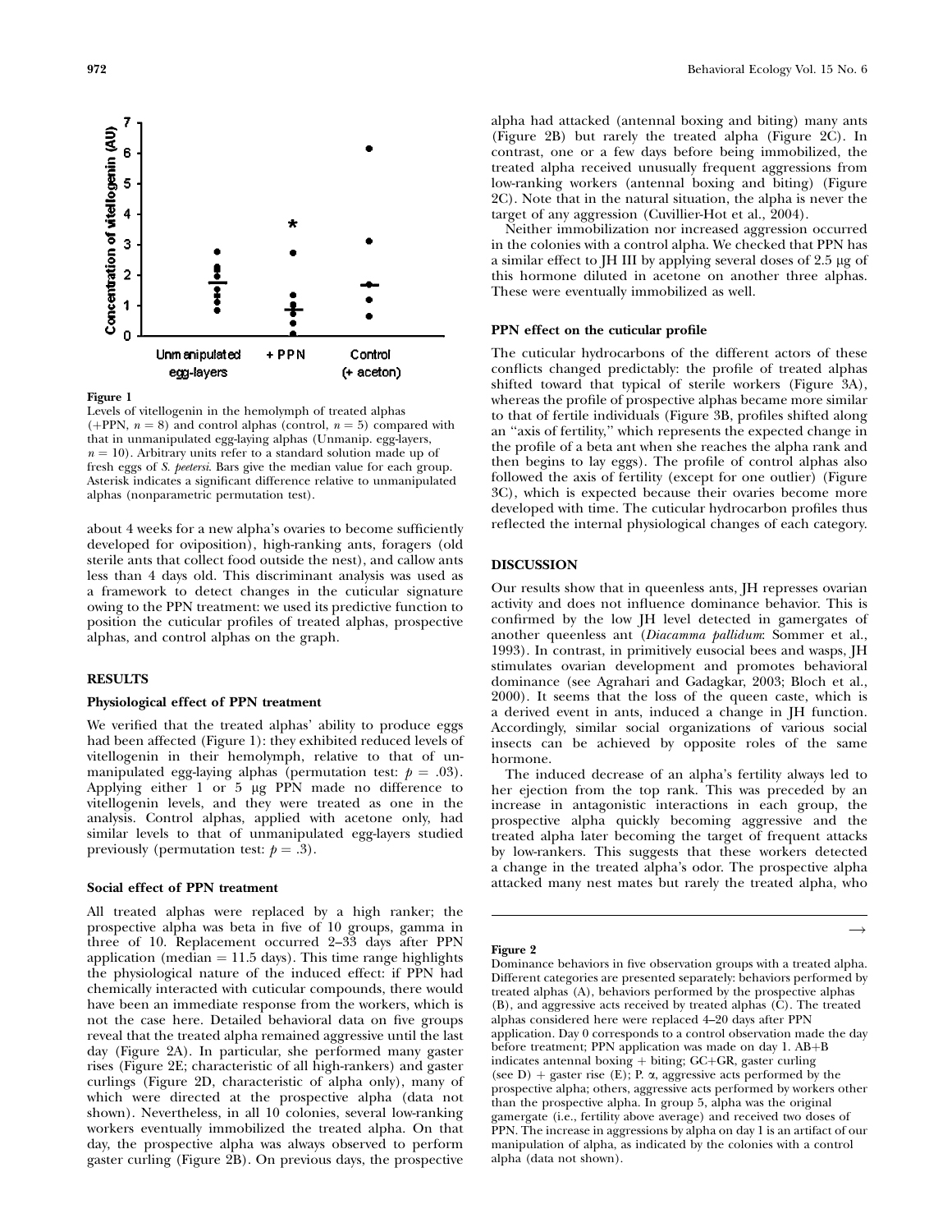**Figure 1**

Levels of vitellogenin in the hemolymph of treated alphas (+PPN, $n = 8$) and control alphas (control, $n = 5$) compared with that in unmanipulated egg-laying alphas (Unmanip. egg-layers, $n = 10$). Arbitrary units refer to a standard solution made up of fresh eggs of *S. peetersi*. Bars give the median value for each group. Asterisk indicates a significant difference relative to unmanipulated alphas (nonparametric permutation test).

about 4 weeks for a new alpha's ovaries to become sufficiently developed for oviposition), high-ranking ants, foragers (old sterile ants that collect food outside the nest), and callow ants less than 4 days old. This discriminant analysis was used as a framework to detect changes in the cuticular signature owing to the PPN treatment: we used its predictive function to position the cuticular profiles of treated alphas, prospective alphas, and control alphas on the graph.

## RESULTS

### Physiological effect of PPN treatment

We verified that the treated alphas' ability to produce eggs had been affected (Figure 1): they exhibited reduced levels of vitellogenin in their hemolymph, relative to that of unmanipulated egg-laying alphas (permutation test: $p = .03$). Applying either 1 or 5 μg PPN made no difference to vitellogenin levels, and they were treated as one in the analysis. Control alphas, applied with acetone only, had similar levels to that of unmanipulated egg-layers studied previously (permutation test: $p = .3$).

### Social effect of PPN treatment

All treated alphas were replaced by a high ranker; the prospective alpha was beta in five of 10 groups, gamma in three of 10. Replacement occurred 2–33 days after PPN application (median = 11.5 days). This time range highlights the physiological nature of the induced effect: if PPN had chemically interacted with cuticular compounds, there would have been an immediate response from the workers, which is not the case here. Detailed behavioral data on five groups reveal that the treated alpha remained aggressive until the last day (Figure 2A). In particular, she performed many gaster rises (Figure 2E; characteristic of all high-rankers) and gaster curlings (Figure 2D, characteristic of alpha only), many of which were directed at the prospective alpha (data not shown). Nevertheless, in all 10 colonies, several low-ranking workers eventually immobilized the treated alpha. On that day, the prospective alpha was always observed to perform gaster curling (Figure 2B). On previous days, the prospective alpha had attacked (antennal boxing and biting) many ants (Figure 2B) but rarely the treated alpha (Figure 2C). In contrast, one or a few days before being immobilized, the treated alpha received unusually frequent aggressions from low-ranking workers (antennal boxing and biting) (Figure 2C). Note that in the natural situation, the alpha is never the target of any aggression (Cuvillier-Hot et al., 2004).

Neither immobilization nor increased aggression occurred in the colonies with a control alpha. We checked that PPN has a similar effect to JH III by applying several doses of 2.5 μg of this hormone diluted in acetone on another three alphas. These were eventually immobilized as well.

### PPN effect on the cuticular profile

The cuticular hydrocarbons of the different actors of these conflicts changed predictably: the profile of treated alphas shifted toward that typical of sterile workers (Figure 3A), whereas the profile of prospective alphas became more similar to that of fertile individuals (Figure 3B, profiles shifted along an "axis of fertility," which represents the expected change in the profile of a beta ant when she reaches the alpha rank and then begins to lay eggs). The profile of control alphas also followed the axis of fertility (except for one outlier) (Figure 3C), which is expected because their ovaries become more developed with time. The cuticular hydrocarbon profiles thus reflected the internal physiological changes of each category.

## DISCUSSION

Our results show that in queenless ants, JH represses ovarian activity and does not influence dominance behavior. This is confirmed by the low JH level detected in gamergates of another queenless ant (*Diacamma pallidum*: Sommer et al., 1993). In contrast, in primitively eusocial bees and wasps, JH stimulates ovarian development and promotes behavioral dominance (see Agrahari and Gadagkar, 2003; Bloch et al., 2000). It seems that the loss of the queen caste, which is a derived event in ants, induced a change in JH function. Accordingly, similar social organizations of various social insects can be achieved by opposite roles of the same hormone.

The induced decrease of an alpha's fertility always led to her ejection from the top rank. This was preceded by an increase in antagonistic interactions in each group, the prospective alpha quickly becoming aggressive and the treated alpha later becoming the target of frequent attacks by low-rankers. This suggests that these workers detected a change in the treated alpha's odor. The prospective alpha attacked many nest mates but rarely the treated alpha, who →

**Figure 2**

Dominance behaviors in five observation groups with a treated alpha. Different categories are presented separately: behaviors performed by treated alphas (A), behaviors performed by the prospective alphas (B), and aggressive acts received by treated alphas (C). The treated alphas considered here were replaced 4–20 days after PPN application. Day 0 corresponds to a control observation made the day before treatment; PPN application was made on day 1. AB+B indicates antennal boxing + biting; GC+GR, gaster curling (see D) + gaster rise (E); P. α, aggressive acts performed by the prospective alpha; others, aggressive acts performed by workers other than the prospective alpha. In group 5, alpha was the original gamergate (i.e., fertility above average) and received two doses of PPN. The increase in aggressions by alpha on day 1 is an artifact of our manipulation of alpha, as indicated by the colonies with a control alpha (data not shown).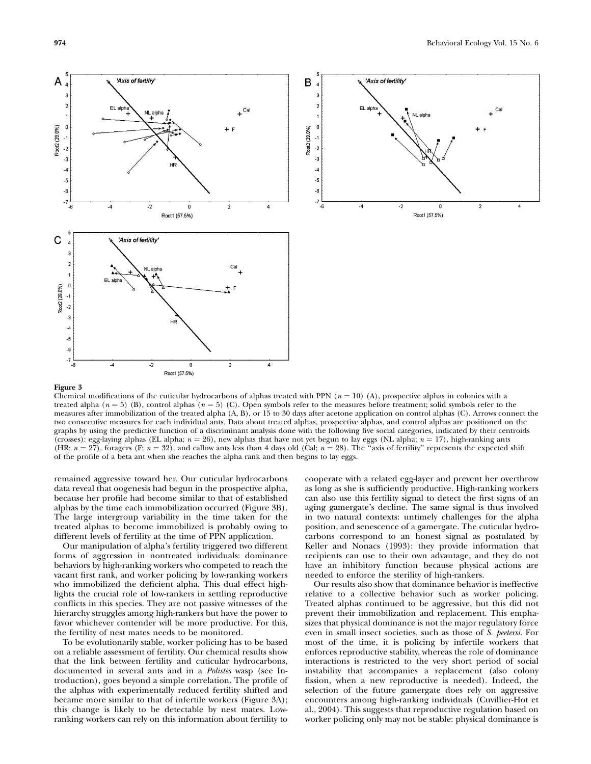**Figure 3**
Chemical modifications of the cuticular hydrocarbons of alphas treated with PPN ($n = 10$) (A), prospective alphas in colonies with a treated alpha ($n = 5$) (B), control alphas ($n = 5$) (C). Open symbols refer to the measures before treatment; solid symbols refer to the measures after immobilization of the treated alpha (A, B), or 15 to 30 days after acetone application on control alphas (C). Arrows connect the two consecutive measures for each individual ants. Data about treated alphas, prospective alphas, and control alphas are positioned on the graphs by using the predictive function of a discriminant analysis done with the following five social categories, indicated by their centroids (crosses): egg-laying alphas (EL alpha; $n = 26$), new alphas that have not yet begun to lay eggs (NL alpha; $n = 17$), high-ranking ants (HR; $n = 27$), foragers (F; $n = 32$), and callow ants less than 4 days old (Cal; $n = 28$). The "axis of fertility" represents the expected shift of the profile of a beta ant when she reaches the alpha rank and then begins to lay eggs.

remained aggressive toward her. Our cuticular hydrocarbons data reveal that oogenesis had begun in the prospective alpha, because her profile had become similar to that of established alphas by the time each immobilization occurred (Figure 3B). The large intergroup variability in the time taken for the treated alphas to become immobilized is probably owing to different levels of fertility at the time of PPN application.

Our manipulation of alpha's fertility triggered two different forms of aggression in nontreated individuals: dominance behaviors by high-ranking workers who competed to reach the vacant first rank, and worker policing by low-ranking workers who immobilized the deficient alpha. This dual effect highlights the crucial role of low-rankers in settling reproductive conflicts in this species. They are not passive witnesses of the hierarchy struggles among high-rankers but have the power to favor whichever contender will be more productive. For this, the fertility of nest mates needs to be monitored.

To be evolutionarily stable, worker policing has to be based on a reliable assessment of fertility. Our chemical results show that the link between fertility and cuticular hydrocarbons, documented in several ants and in a *Polistes* wasp (see Introduction), goes beyond a simple correlation. The profile of the alphas with experimentally reduced fertility shifted and became more similar to that of infertile workers (Figure 3A); this change is likely to be detectable by nest mates. Low-ranking workers can rely on this information about fertility to cooperate with a related egg-layer and prevent her overthrow as long as she is sufficiently productive. High-ranking workers can also use this fertility signal to detect the first signs of an aging gamergate's decline. The same signal is thus involved in two natural contexts: untimely challenges for the alpha position, and senescence of a gamergate. The cuticular hydrocarbons correspond to an honest signal as postulated by Keller and Nonacs (1993): they provide information that recipients can use to their own advantage, and they do not have an inhibitory function because physical actions are needed to enforce the sterility of high-rankers.

Our results also show that dominance behavior is ineffective relative to a collective behavior such as worker policing. Treated alphas continued to be aggressive, but this did not prevent their immobilization and replacement. This emphasizes that physical dominance is not the major regulatory force even in small insect societies, such as those of *S. peetersi*. For most of the time, it is policing by infertile workers that enforces reproductive stability, whereas the role of dominance interactions is restricted to the very short period of social instability that accompanies a replacement (also colony fission, when a new reproductive is needed). Indeed, the selection of the future gamergate does rely on aggressive encounters among high-ranking individuals (Cuvillier-Hot et al., 2004). This suggests that reproductive regulation based on worker policing only may not be stable: physical dominance is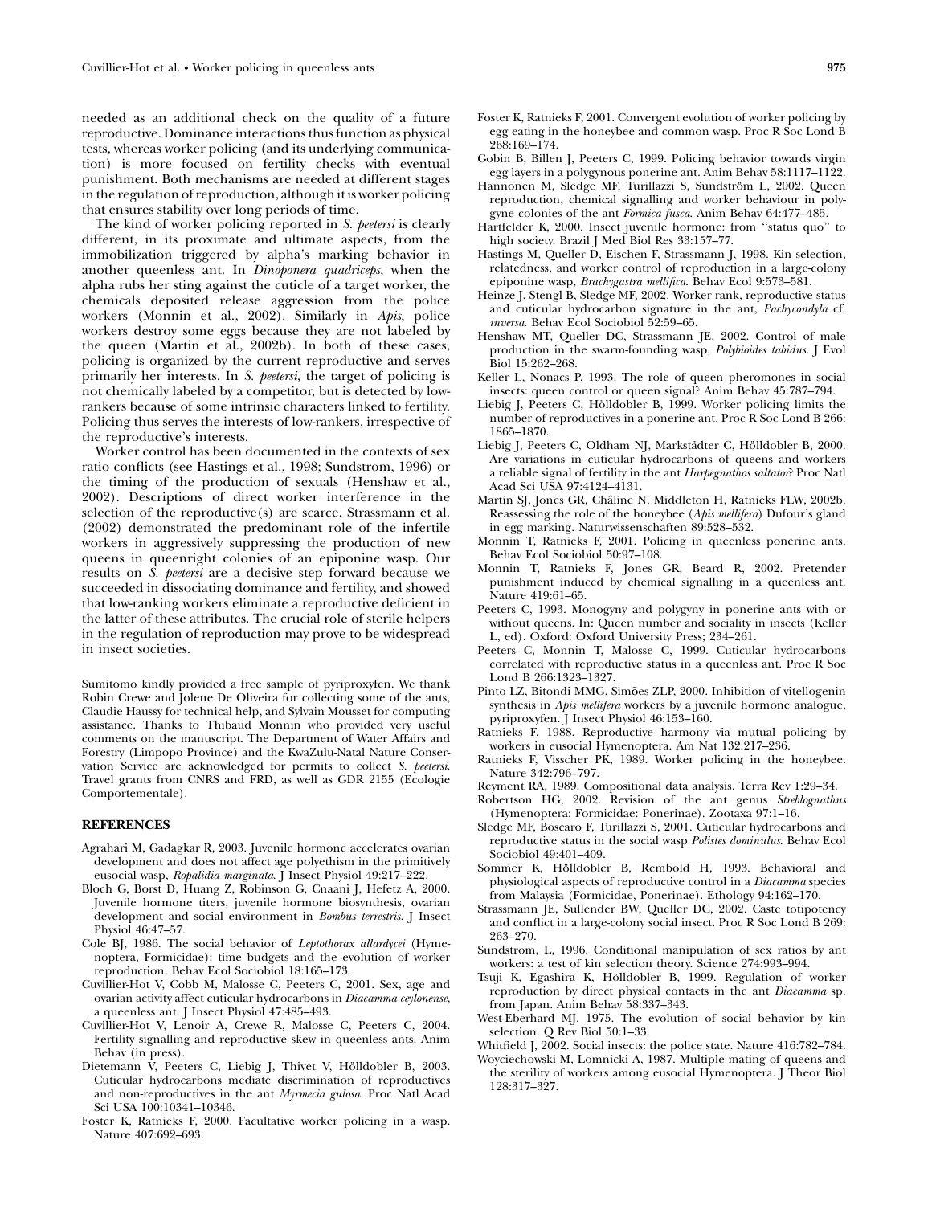needed as an additional check on the quality of a future reproductive. Dominance interactions thus function as physical tests, whereas worker policing (and its underlying communication) is more focused on fertility checks with eventual punishment. Both mechanisms are needed at different stages in the regulation of reproduction, although it is worker policing that ensures stability over long periods of time.

The kind of worker policing reported in *S. peetersi* is clearly different, in its proximate and ultimate aspects, from the immobilization triggered by alpha's marking behavior in another queenless ant. In *Dinoponera quadriceps*, when the alpha rubs her sting against the cuticle of a target worker, the chemicals deposited release aggression from the police workers (Monnin et al., 2002). Similarly in *Apis*, police workers destroy some eggs because they are not labeled by the queen (Martin et al., 2002b). In both of these cases, policing is organized by the current reproductive and serves primarily her interests. In *S. peetersi*, the target of policing is not chemically labeled by a competitor, but is detected by low-rankers because of some intrinsic characters linked to fertility. Policing thus serves the interests of low-rankers, irrespective of the reproductive's interests.

Worker control has been documented in the contexts of sex ratio conflicts (see Hastings et al., 1998; Sundstrom, 1996) or the timing of the production of sexuals (Henshaw et al., 2002). Descriptions of direct worker interference in the selection of the reproductive(s) are scarce. Strassmann et al. (2002) demonstrated the predominant role of the infertile workers in aggressively suppressing the production of new queens in queenright colonies of an epiponine wasp. Our results on *S. peetersi* are a decisive step forward because we succeeded in dissociating dominance and fertility, and showed that low-ranking workers eliminate a reproductive deficient in the latter of these attributes. The crucial role of sterile helpers in the regulation of reproduction may prove to be widespread in insect societies.

Sumitomo kindly provided a free sample of pyriproxyfen. We thank Robin Crewe and Jolene De Oliveira for collecting some of the ants, Claudie Haussy for technical help, and Sylvain Mousset for computing assistance. Thanks to Thibaud Monnin who provided very useful comments on the manuscript. The Department of Water Affairs and Forestry (Limpopo Province) and the KwaZulu-Natal Nature Conservation Service are acknowledged for permits to collect *S. peetersi*. Travel grants from CNRS and FRD, as well as GDR 2155 (Ecologie Comportementale).

## REFERENCES

Agrahari M, Gadagkar R, 2003. Juvenile hormone accelerates ovarian development and does not affect age polyethism in the primitively eusocial wasp, *Ropalidia marginata*. J Insect Physiol 49:217–222.

Bloch G, Borst D, Huang Z, Robinson G, Cnaani J, Hefetz A, 2000. Juvenile hormone titers, juvenile hormone biosynthesis, ovarian development and social environment in *Bombus terrestris*. J Insect Physiol 46:47–57.

Cole BJ, 1986. The social behavior of *Leptothorax allardycei* (Hymenoptera, Formicidae): time budgets and the evolution of worker reproduction. Behav Ecol Sociobiol 18:165–173.

Cuvillier-Hot V, Cobb M, Malosse C, Peeters C, 2001. Sex, age and ovarian activity affect cuticular hydrocarbons in *Diacamma ceylonense*, a queenless ant. J Insect Physiol 47:485–493.

Cuvillier-Hot V, Lenoir A, Crewe R, Malosse C, Peeters C, 2004. Fertility signalling and reproductive skew in queenless ants. Anim Behav (in press).

Dietemann V, Peeters C, Liebig J, Thivet V, Hölldobler B, 2003. Cuticular hydrocarbons mediate discrimination of reproductives and non-reproductives in the ant *Myrmecia gulosa*. Proc Natl Acad Sci USA 100:10341–10346.

Foster K, Ratnieks F, 2000. Facultative worker policing in a wasp. Nature 407:692–693.

Foster K, Ratnieks F, 2001. Convergent evolution of worker policing by egg eating in the honeybee and common wasp. Proc R Soc Lond B 268:169–174.

Gobin B, Billen J, Peeters C, 1999. Policing behavior towards virgin egg layers in a polygynous ponerine ant. Anim Behav 58:1117–1122.

Hannonen M, Sledge MF, Turillazzi S, Sundström L, 2002. Queen reproduction, chemical signalling and worker behaviour in polygyne colonies of the ant *Formica fusca*. Anim Behav 64:477–485.

Hartfelder K, 2000. Insect juvenile hormone: from "status quo" to high society. Brazil J Med Biol Res 33:157–77.

Hastings M, Queller D, Eischen F, Strassmann J, 1998. Kin selection, relatedness, and worker control of reproduction in a large-colony epiponine wasp, *Brachygastra mellifica*. Behav Ecol 9:573–581.

Heinze J, Stengl B, Sledge MF, 2002. Worker rank, reproductive status and cuticular hydrocarbon signature in the ant, *Pachycondyla* cf. *inversa*. Behav Ecol Sociobiol 52:59–65.

Henshaw MT, Queller DC, Strassmann JE, 2002. Control of male production in the swarm-founding wasp, *Polybioides tabidus*. J Evol Biol 15:262–268.

Keller L, Nonacs P, 1993. The role of queen pheromones in social insects: queen control or queen signal? Anim Behav 45:787–794.

Liebig J, Peeters C, Hölldobler B, 1999. Worker policing limits the number of reproductives in a ponerine ant. Proc R Soc Lond B 266: 1865–1870.

Liebig J, Peeters C, Oldham NJ, Markstädter C, Hölldobler B, 2000. Are variations in cuticular hydrocarbons of queens and workers a reliable signal of fertility in the ant *Harpegnathos saltator*? Proc Natl Acad Sci USA 97:4124–4131.

Martin SJ, Jones GR, Châline N, Middleton H, Ratnieks FLW, 2002b. Reassessing the role of the honeybee (*Apis mellifera*) Dufour's gland in egg marking. Naturwissenschaften 89:528–532.

Monnin T, Ratnieks F, 2001. Policing in queenless ponerine ants. Behav Ecol Sociobiol 50:97–108.

Monnin T, Ratnieks F, Jones GR, Beard R, 2002. Pretender punishment induced by chemical signalling in a queenless ant. Nature 419:61–65.

Peeters C, 1993. Monogyny and polygyny in ponerine ants with or without queens. In: Queen number and sociality in insects (Keller L, ed). Oxford: Oxford University Press; 234–261.

Peeters C, Monnin T, Malosse C, 1999. Cuticular hydrocarbons correlated with reproductive status in a queenless ant. Proc R Soc Lond B 266:1323–1327.

Pinto LZ, Bitondi MMG, Simões ZLP, 2000. Inhibition of vitellogenin synthesis in *Apis mellifera* workers by a juvenile hormone analogue, pyriproxyfen. J Insect Physiol 46:153–160.

Ratnieks F, 1988. Reproductive harmony via mutual policing by workers in eusocial Hymenoptera. Am Nat 132:217–236.

Ratnieks F, Visscher PK, 1989. Worker policing in the honeybee. Nature 342:796–797.

Reyment RA, 1989. Compositional data analysis. Terra Rev 1:29–34.

Robertson HG, 2002. Revision of the ant genus *Streblognathus* (Hymenoptera: Formicidae: Ponerinae). Zootaxa 97:1–16.

Sledge MF, Boscaro F, Turillazzi S, 2001. Cuticular hydrocarbons and reproductive status in the social wasp *Polistes dominulus*. Behav Ecol Sociobiol 49:401–409.

Sommer K, Hölldobler B, Rembold H, 1993. Behavioral and physiological aspects of reproductive control in a *Diacamma* species from Malaysia (Formicidae, Ponerinae). Ethology 94:162–170.

Strassmann JE, Sullender BW, Queller DC, 2002. Caste totipotency and conflict in a large-colony social insect. Proc R Soc Lond B 269: 263–270.

Sundstrom, L, 1996. Conditional manipulation of sex ratios by ant workers: a test of kin selection theory. Science 274:993–994.

Tsuji K, Egashira K, Hölldobler B, 1999. Regulation of worker reproduction by direct physical contacts in the ant *Diacamma* sp. from Japan. Anim Behav 58:337–343.

West-Eberhard MJ, 1975. The evolution of social behavior by kin selection. Q Rev Biol 50:1–33.

Whitfield J, 2002. Social insects: the police state. Nature 416:782–784.

Woyciechowski M, Lomnicki A, 1987. Multiple mating of queens and the sterility of workers among eusocial Hymenoptera. J Theor Biol 128:317–327.